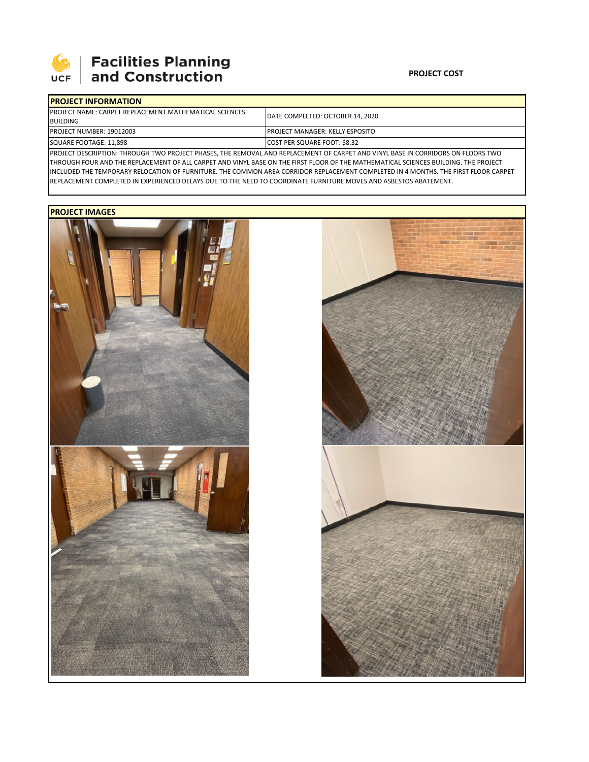**Facilities Planning and Construction**

**PROJECT COST**

| **PROJECT INFORMATION** | |
|---|---|
| PROJECT NAME: CARPET REPLACEMENT MATHEMATICAL SCIENCES BUILDING | DATE COMPLETED: OCTOBER 14, 2020 |
| PROJECT NUMBER: 19012003 | PROJECT MANAGER: KELLY ESPOSITO |
| SQUARE FOOTAGE: 11,898 | COST PER SQUARE FOOT: $8.32 |

PROJECT DESCRIPTION: THROUGH TWO PROJECT PHASES, THE REMOVAL AND REPLACEMENT OF CARPET AND VINYL BASE IN CORRIDORS ON FLOORS TWO THROUGH FOUR AND THE REPLACEMENT OF ALL CARPET AND VINYL BASE ON THE FIRST FLOOR OF THE MATHEMATICAL SCIENCES BUILDING. THE PROJECT INCLUDED THE TEMPORARY RELOCATION OF FURNITURE. THE COMMON AREA CORRIDOR REPLACEMENT COMPLETED IN 4 MONTHS. THE FIRST FLOOR CARPET REPLACEMENT COMPLETED IN EXPERIENCED DELAYS DUE TO THE NEED TO COORDINATE FURNITURE MOVES AND ASBESTOS ABATEMENT.

**PROJECT IMAGES**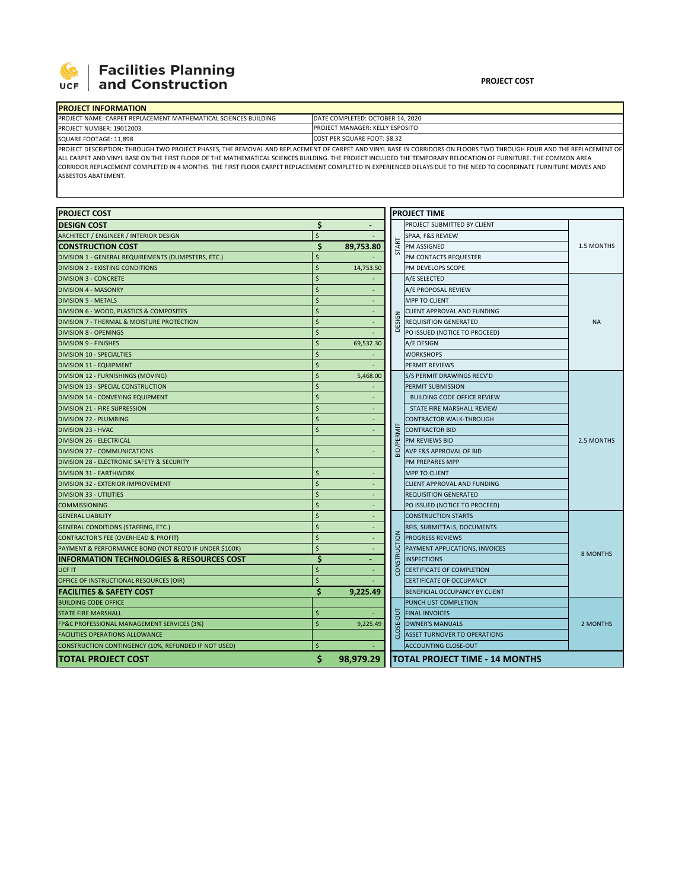**Facilities Planning and Construction**

**PROJECT COST**

| PROJECT INFORMATION | |
|---|---|
| PROJECT NAME: CARPET REPLACEMENT MATHEMATICAL SCIENCES BUILDING | DATE COMPLETED: OCTOBER 14, 2020 |
| PROJECT NUMBER: 19012003 | PROJECT MANAGER: KELLY ESPOSITO |
| SQUARE FOOTAGE: 11,898 | COST PER SQUARE FOOT: $8.32 |

PROJECT DESCRIPTION: THROUGH TWO PROJECT PHASES, THE REMOVAL AND REPLACEMENT OF CARPET AND VINYL BASE IN CORRIDORS ON FLOORS TWO THROUGH FOUR AND THE REPLACEMENT OF ALL CARPET AND VINYL BASE ON THE FIRST FLOOR OF THE MATHEMATICAL SCIENCES BUILDING. THE PROJECT INCLUDED THE TEMPORARY RELOCATION OF FURNITURE. THE COMMON AREA CORRIDOR REPLACEMENT COMPLETED IN 4 MONTHS. THE FIRST FLOOR CARPET REPLACEMENT COMPLETED IN EXPERIENCED DELAYS DUE TO THE NEED TO COORDINATE FURNITURE MOVES AND ASBESTOS ABATEMENT.

| PROJECT COST | |
|---|---|
| **DESIGN COST** | **$ -** |
| ARCHITECT / ENGINEER / INTERIOR DESIGN | $ - |
| **CONSTRUCTION COST** | **$ 89,753.80** |
| DIVISION 1 - GENERAL REQUIREMENTS (DUMPSTERS, ETC.) | $ - |
| DIVISION 2 - EXISTING CONDITIONS | $ 14,753.50 |
| DIVISION 3 - CONCRETE | $ - |
| DIVISION 4 - MASONRY | $ - |
| DIVISION 5 - METALS | $ - |
| DIVISION 6 - WOOD, PLASTICS & COMPOSITES | $ - |
| DIVISION 7 - THERMAL & MOISTURE PROTECTION | $ - |
| DIVISION 8 - OPENINGS | $ - |
| DIVISION 9 - FINISHES | $ 69,532.30 |
| DIVISION 10 - SPECIALTIES | $ - |
| DIVISION 11 - EQUIPMENT | $ - |
| DIVISION 12 - FURNISHINGS (MOVING) | $ 5,468.00 |
| DIVISION 13 - SPECIAL CONSTRUCTION | $ - |
| DIVISION 14 - CONVEYING EQUIPMENT | $ - |
| DIVISION 21 - FIRE SUPRESSION | $ - |
| DIVISION 22 - PLUMBING | $ - |
| DIVISION 23 - HVAC | $ - |
| DIVISION 26 - ELECTRICAL | |
| DIVISION 27 - COMMUNICATIONS | $ - |
| DIVISION 28 - ELECTRONIC SAFETY & SECURITY | |
| DIVISION 31 - EARTHWORK | $ - |
| DIVISION 32 - EXTERIOR IMPROVEMENT | $ - |
| DIVISION 33 - UTILITIES | $ - |
| COMMISSIONING | $ - |
| GENERAL LIABILITY | $ - |
| GENERAL CONDITIONS (STAFFING, ETC.) | $ - |
| CONTRACTOR'S FEE (OVERHEAD & PROFIT) | $ - |
| PAYMENT & PERFORMANCE BOND (NOT REQ'D IF UNDER $100K) | $ - |
| **INFORMATION TECHNOLOGIES & RESOURCES COST** | **$ -** |
| UCF IT | $ - |
| OFFICE OF INSTRUCTIONAL RESOURCES (OIR) | $ - |
| **FACILITIES & SAFETY COST** | **$ 9,225.49** |
| BUILDING CODE OFFICE | |
| STATE FIRE MARSHALL | $ - |
| FP&C PROFESSIONAL MANAGEMENT SERVICES (3%) | $ 9,225.49 |
| FACILITIES OPERATIONS ALLOWANCE | |
| CONSTRUCTION CONTINGENCY (10%, REFUNDED IF NOT USED) | $ - |
| **TOTAL PROJECT COST** | **$ 98,979.29** |

| PROJECT TIME | | |
|---|---|---|
| START | PROJECT SUBMITTED BY CLIENT | 1.5 MONTHS |
| | SPAA, F&S REVIEW | |
| | PM ASSIGNED | |
| | PM CONTACTS REQUESTER | |
| | PM DEVELOPS SCOPE | |
| DESIGN | A/E SELECTED | NA |
| | A/E PROPOSAL REVIEW | |
| | MPP TO CLIENT | |
| | CLIENT APPROVAL AND FUNDING | |
| | REQUISITION GENERATED | |
| | PO ISSUED (NOTICE TO PROCEED) | |
| | A/E DESIGN | |
| | WORKSHOPS | |
| | PERMIT REVIEWS | |
| BID/PERMIT | S/S PERMIT DRAWINGS RECV'D | 2.5 MONTHS |
| | PERMIT SUBMISSION | |
| | BUILDING CODE OFFICE REVIEW | |
| | STATE FIRE MARSHALL REVIEW | |
| | CONTRACTOR WALK-THROUGH | |
| | CONTRACTOR BID | |
| | PM REVIEWS BID | |
| | AVP F&S APPROVAL OF BID | |
| | PM PREPARES MPP | |
| | MPP TO CLIENT | |
| | CLIENT APPROVAL AND FUNDING | |
| | REQUISITION GENERATED | |
| | PO ISSUED (NOTICE TO PROCEED) | |
| CONSTRUCTION | CONSTRUCTION STARTS | 8 MONTHS |
| | RFIS, SUBMITTALS, DOCUMENTS | |
| | PROGRESS REVIEWS | |
| | PAYMENT APPLICATIONS, INVOICES | |
| | INSPECTIONS | |
| | CERTIFICATE OF COMPLETION | |
| | CERTIFICATE OF OCCUPANCY | |
| | BENEFICIAL OCCUPANCY BY CLIENT | |
| CLOSE-OUT | PUNCH LIST COMPLETION | 2 MONTHS |
| | FINAL INVOICES | |
| | OWNER'S MANUALS | |
| | ASSET TURNOVER TO OPERATIONS | |
| | ACCOUNTING CLOSE-OUT | |
| **TOTAL PROJECT TIME - 14 MONTHS** | | |